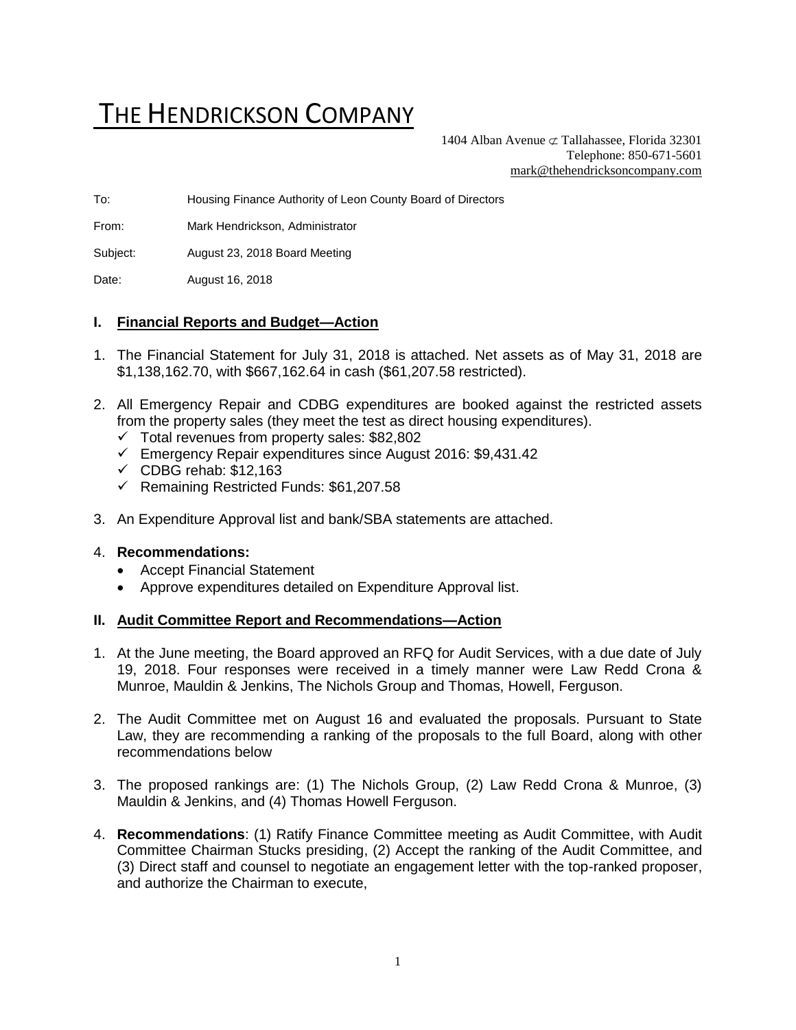# THE HENDRICKSON COMPANY

1404 Alban Avenue ⊄ Tallahassee, Florida 32301
Telephone: 850-671-5601
mark@thehendricksoncompany.com

To: Housing Finance Authority of Leon County Board of Directors

From: Mark Hendrickson, Administrator

Subject: August 23, 2018 Board Meeting

Date: August 16, 2018

## I. Financial Reports and Budget—Action

1. The Financial Statement for July 31, 2018 is attached. Net assets as of May 31, 2018 are $1,138,162.70, with $667,162.64 in cash ($61,207.58 restricted).

2. All Emergency Repair and CDBG expenditures are booked against the restricted assets from the property sales (they meet the test as direct housing expenditures).
   - ✓ Total revenues from property sales: $82,802
   - ✓ Emergency Repair expenditures since August 2016: $9,431.42
   - ✓ CDBG rehab: $12,163
   - ✓ Remaining Restricted Funds: $61,207.58

3. An Expenditure Approval list and bank/SBA statements are attached.

4. **Recommendations:**
   - Accept Financial Statement
   - Approve expenditures detailed on Expenditure Approval list.

## II. Audit Committee Report and Recommendations—Action

1. At the June meeting, the Board approved an RFQ for Audit Services, with a due date of July 19, 2018. Four responses were received in a timely manner were Law Redd Crona & Munroe, Mauldin & Jenkins, The Nichols Group and Thomas, Howell, Ferguson.

2. The Audit Committee met on August 16 and evaluated the proposals. Pursuant to State Law, they are recommending a ranking of the proposals to the full Board, along with other recommendations below

3. The proposed rankings are: (1) The Nichols Group, (2) Law Redd Crona & Munroe, (3) Mauldin & Jenkins, and (4) Thomas Howell Ferguson.

4. **Recommendations**: (1) Ratify Finance Committee meeting as Audit Committee, with Audit Committee Chairman Stucks presiding, (2) Accept the ranking of the Audit Committee, and (3) Direct staff and counsel to negotiate an engagement letter with the top-ranked proposer, and authorize the Chairman to execute,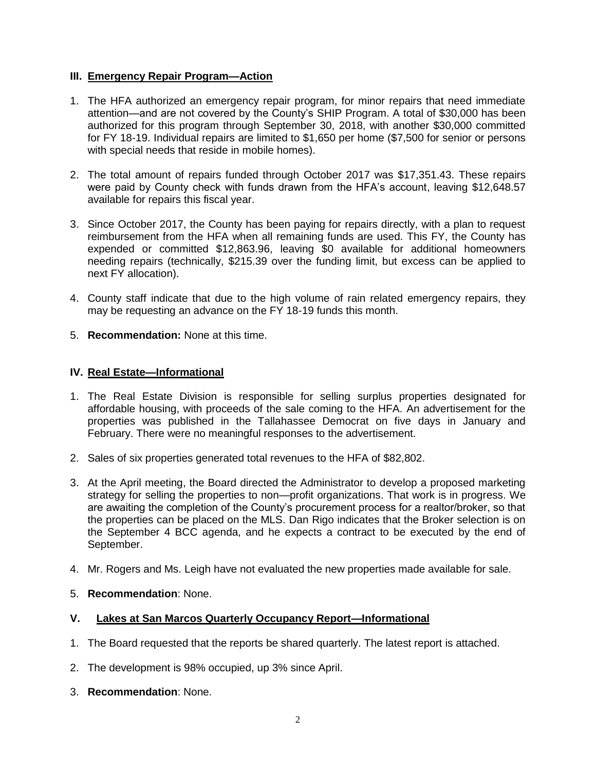## III. Emergency Repair Program—Action

1. The HFA authorized an emergency repair program, for minor repairs that need immediate attention—and are not covered by the County's SHIP Program. A total of $30,000 has been authorized for this program through September 30, 2018, with another $30,000 committed for FY 18-19. Individual repairs are limited to $1,650 per home ($7,500 for senior or persons with special needs that reside in mobile homes).

2. The total amount of repairs funded through October 2017 was $17,351.43. These repairs were paid by County check with funds drawn from the HFA's account, leaving $12,648.57 available for repairs this fiscal year.

3. Since October 2017, the County has been paying for repairs directly, with a plan to request reimbursement from the HFA when all remaining funds are used. This FY, the County has expended or committed $12,863.96, leaving $0 available for additional homeowners needing repairs (technically, $215.39 over the funding limit, but excess can be applied to next FY allocation).

4. County staff indicate that due to the high volume of rain related emergency repairs, they may be requesting an advance on the FY 18-19 funds this month.

5. **Recommendation:** None at this time.

## IV. Real Estate—Informational

1. The Real Estate Division is responsible for selling surplus properties designated for affordable housing, with proceeds of the sale coming to the HFA. An advertisement for the properties was published in the Tallahassee Democrat on five days in January and February. There were no meaningful responses to the advertisement.

2. Sales of six properties generated total revenues to the HFA of $82,802.

3. At the April meeting, the Board directed the Administrator to develop a proposed marketing strategy for selling the properties to non—profit organizations. That work is in progress. We are awaiting the completion of the County's procurement process for a realtor/broker, so that the properties can be placed on the MLS. Dan Rigo indicates that the Broker selection is on the September 4 BCC agenda, and he expects a contract to be executed by the end of September.

4. Mr. Rogers and Ms. Leigh have not evaluated the new properties made available for sale.

5. **Recommendation**: None.

## V. Lakes at San Marcos Quarterly Occupancy Report—Informational

1. The Board requested that the reports be shared quarterly. The latest report is attached.

2. The development is 98% occupied, up 3% since April.

3. **Recommendation**: None.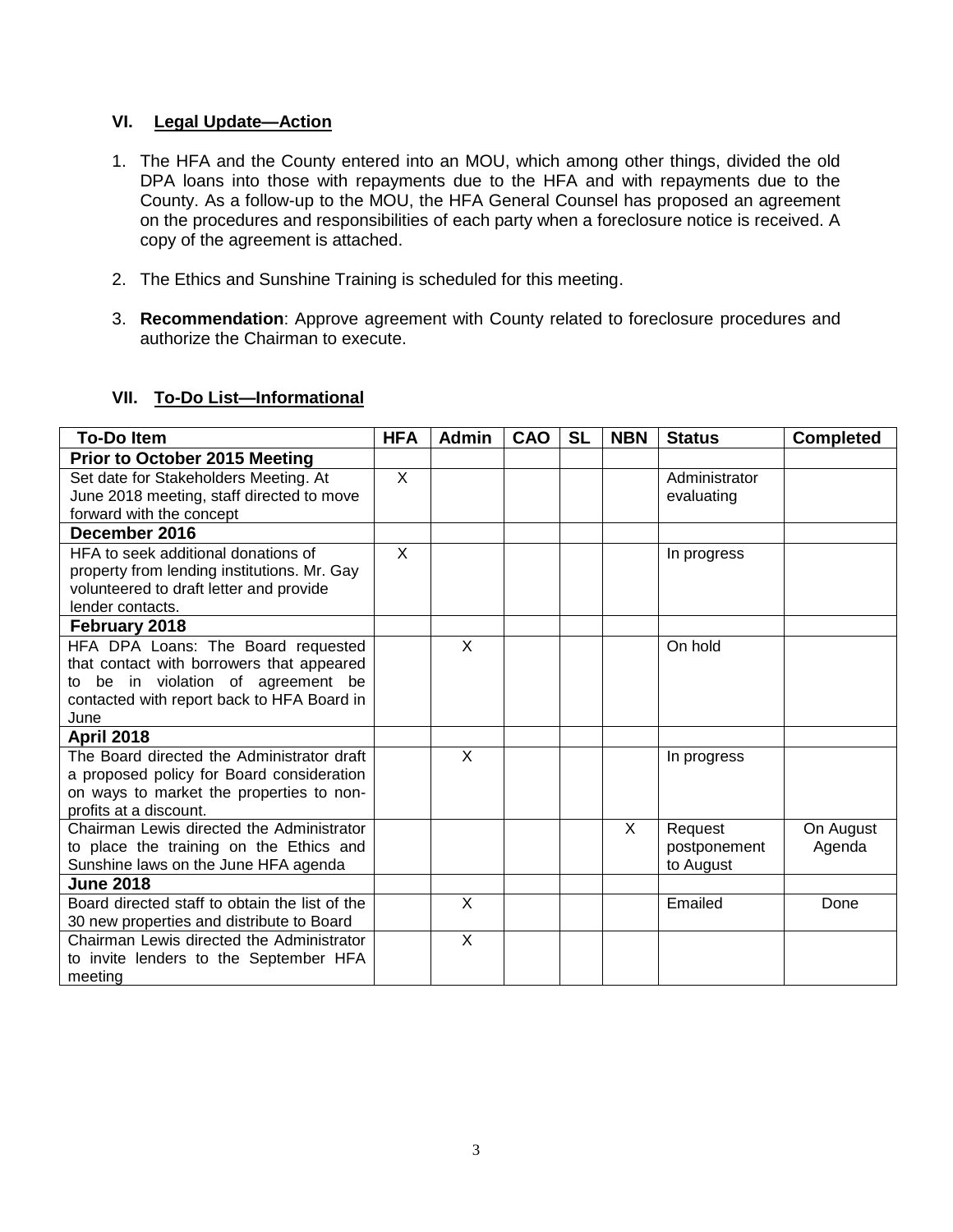## VI. Legal Update—Action

1. The HFA and the County entered into an MOU, which among other things, divided the old DPA loans into those with repayments due to the HFA and with repayments due to the County. As a follow-up to the MOU, the HFA General Counsel has proposed an agreement on the procedures and responsibilities of each party when a foreclosure notice is received. A copy of the agreement is attached.

2. The Ethics and Sunshine Training is scheduled for this meeting.

3. **Recommendation**: Approve agreement with County related to foreclosure procedures and authorize the Chairman to execute.

## VII. To-Do List—Informational

| To-Do Item | HFA | Admin | CAO | SL | NBN | Status | Completed |
|---|---|---|---|---|---|---|---|
| **Prior to October 2015 Meeting** | | | | | | | |
| Set date for Stakeholders Meeting. At June 2018 meeting, staff directed to move forward with the concept | X | | | | | Administrator evaluating | |
| **December 2016** | | | | | | | |
| HFA to seek additional donations of property from lending institutions. Mr. Gay volunteered to draft letter and provide lender contacts. | X | | | | | In progress | |
| **February 2018** | | | | | | | |
| HFA DPA Loans: The Board requested that contact with borrowers that appeared to be in violation of agreement be contacted with report back to HFA Board in June | | X | | | | On hold | |
| **April 2018** | | | | | | | |
| The Board directed the Administrator draft a proposed policy for Board consideration on ways to market the properties to non-profits at a discount. | | X | | | | In progress | |
| Chairman Lewis directed the Administrator to place the training on the Ethics and Sunshine laws on the June HFA agenda | | | | | X | Request postponement to August | On August Agenda |
| **June 2018** | | | | | | | |
| Board directed staff to obtain the list of the 30 new properties and distribute to Board | | X | | | | Emailed | Done |
| Chairman Lewis directed the Administrator to invite lenders to the September HFA meeting | | X | | | | | |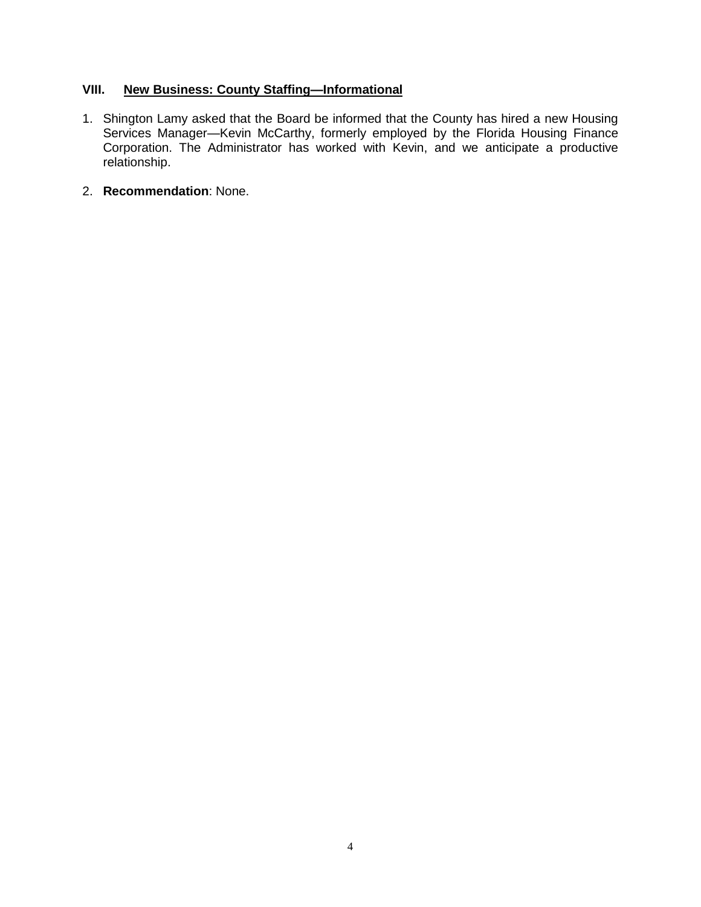## VIII. New Business: County Staffing—Informational

1. Shington Lamy asked that the Board be informed that the County has hired a new Housing Services Manager—Kevin McCarthy, formerly employed by the Florida Housing Finance Corporation. The Administrator has worked with Kevin, and we anticipate a productive relationship.

2. **Recommendation**: None.